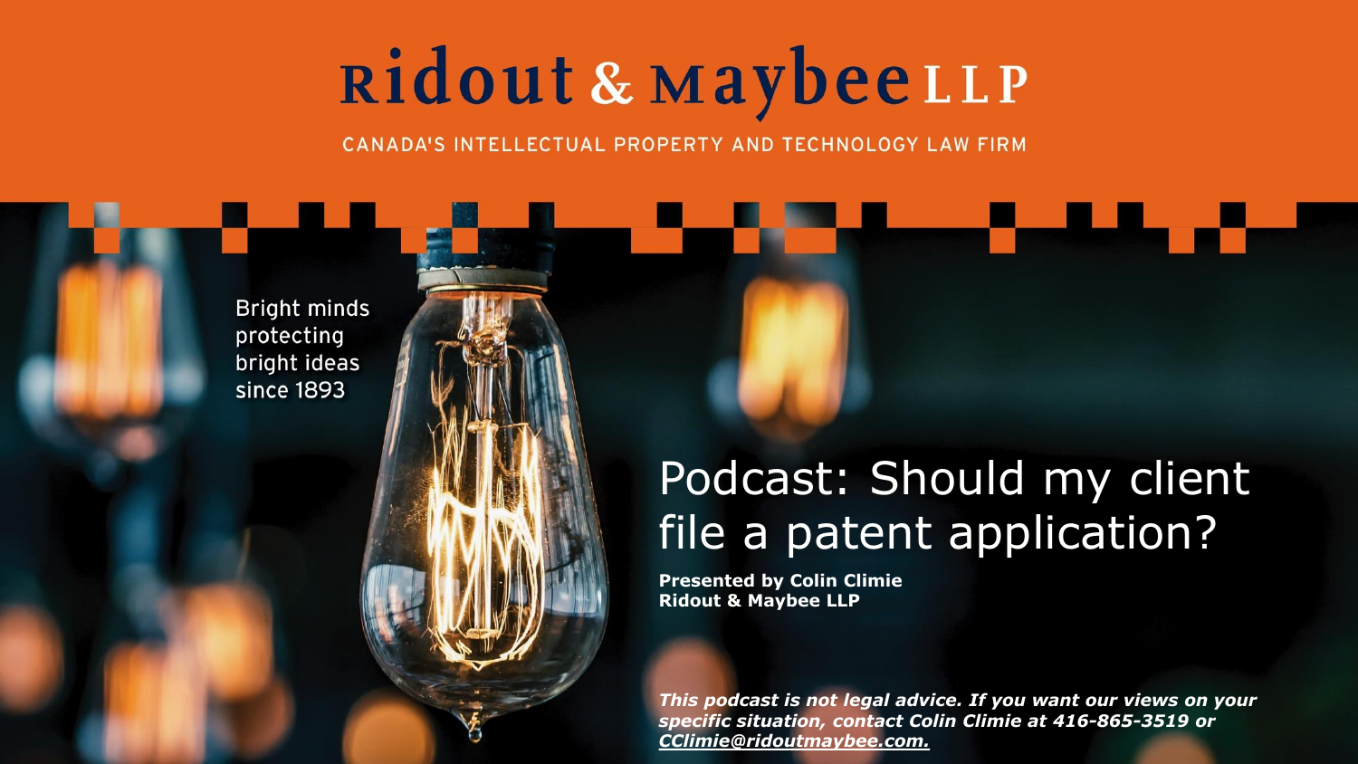# Ridout & Maybee LLP

CANADA'S INTELLECTUAL PROPERTY AND TECHNOLOGY LAW FIRM

Bright minds protecting bright ideas since 1893

# Podcast: Should my client file a patent application?

**Presented by Colin Climie**
**Ridout & Maybee LLP**

***This podcast is not legal advice. If you want our views on your specific situation, contact Colin Climie at 416-865-3519 or CClimie@ridoutmaybee.com.***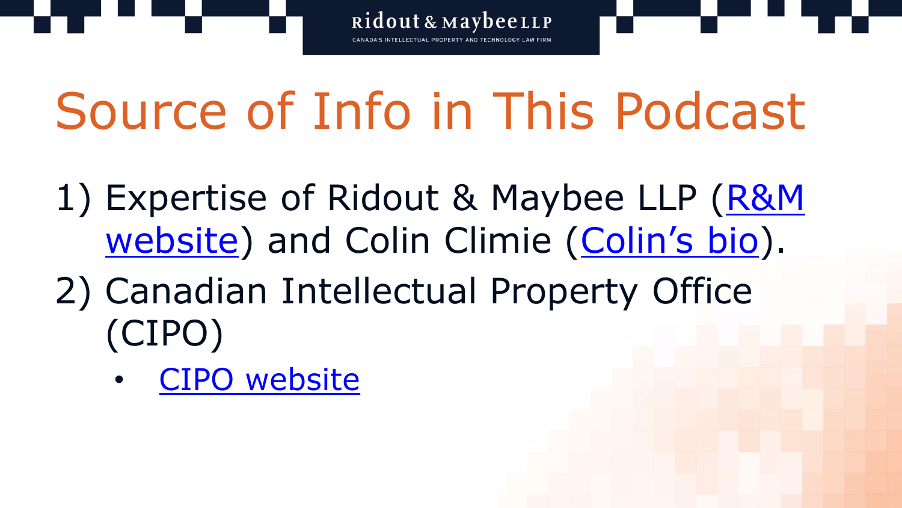# Source of Info in This Podcast

1) Expertise of Ridout & Maybee LLP (R&M website) and Colin Climie (Colin's bio).
2) Canadian Intellectual Property Office (CIPO)
   - CIPO website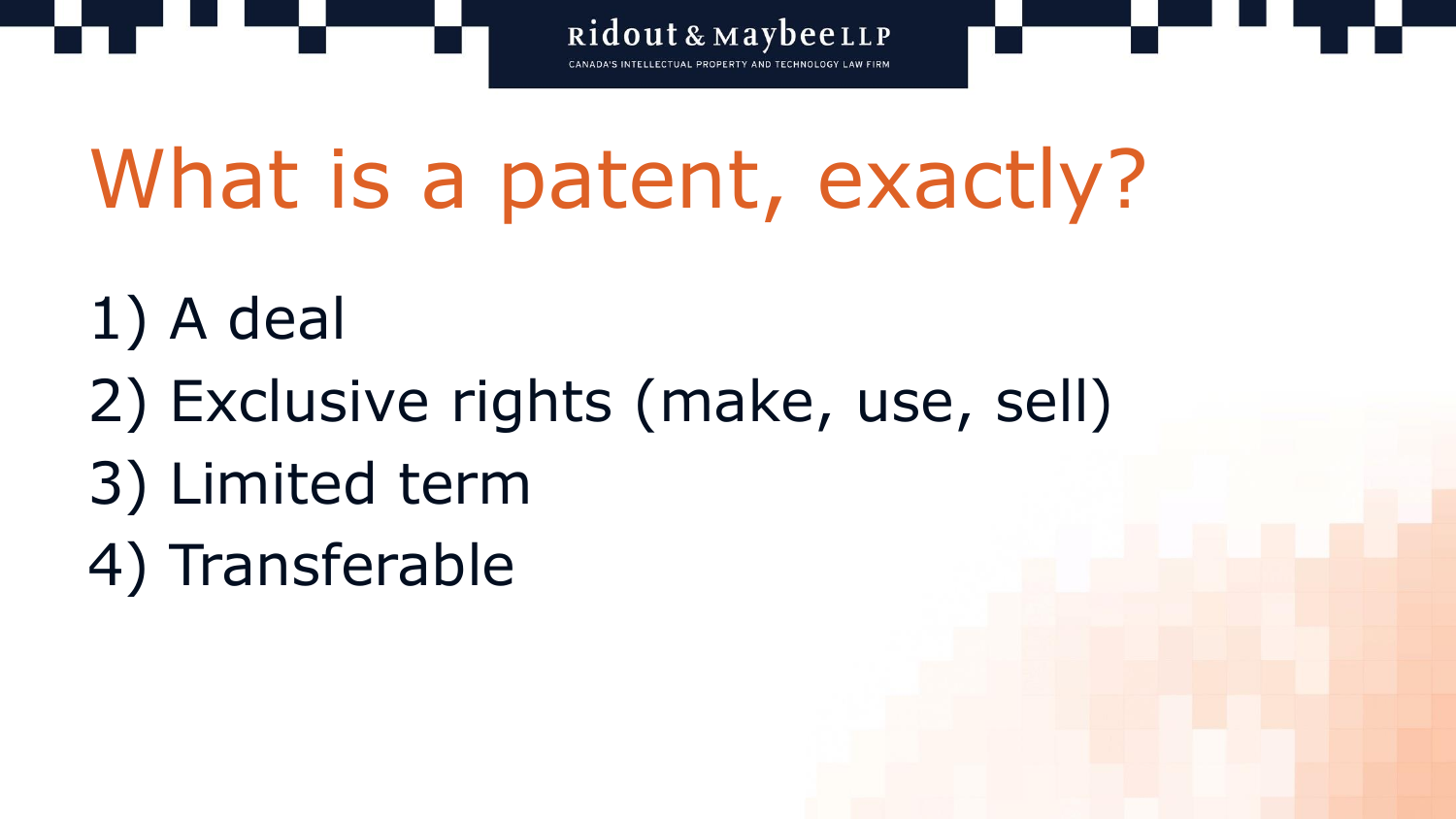# What is a patent, exactly?

1) A deal
2) Exclusive rights (make, use, sell)
3) Limited term
4) Transferable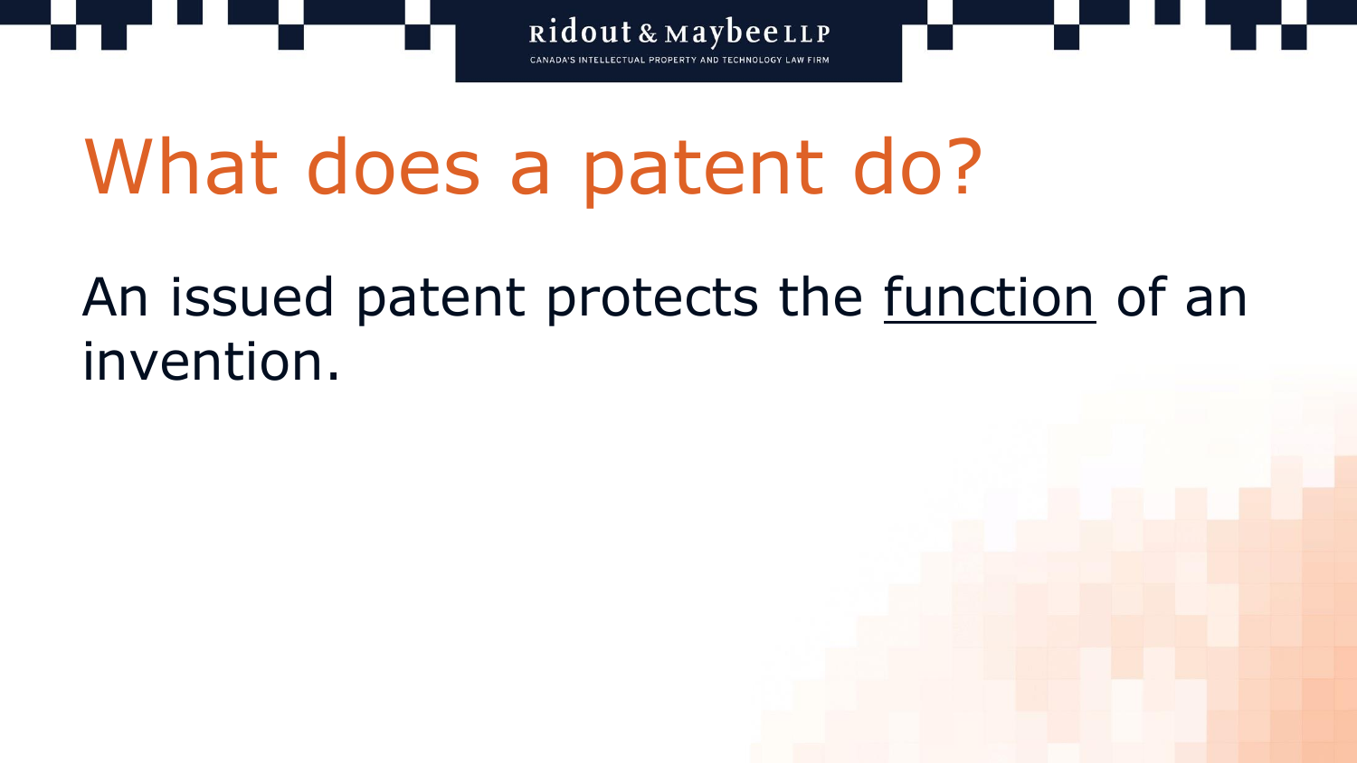# What does a patent do?

An issued patent protects the <u>function</u> of an invention.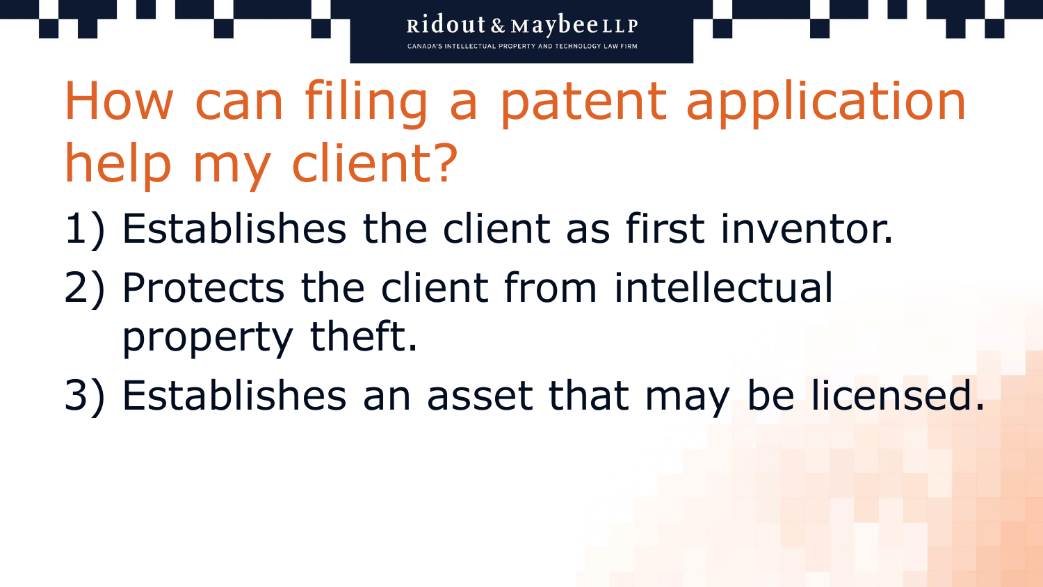# How can filing a patent application help my client?

1) Establishes the client as first inventor.
2) Protects the client from intellectual property theft.
3) Establishes an asset that may be licensed.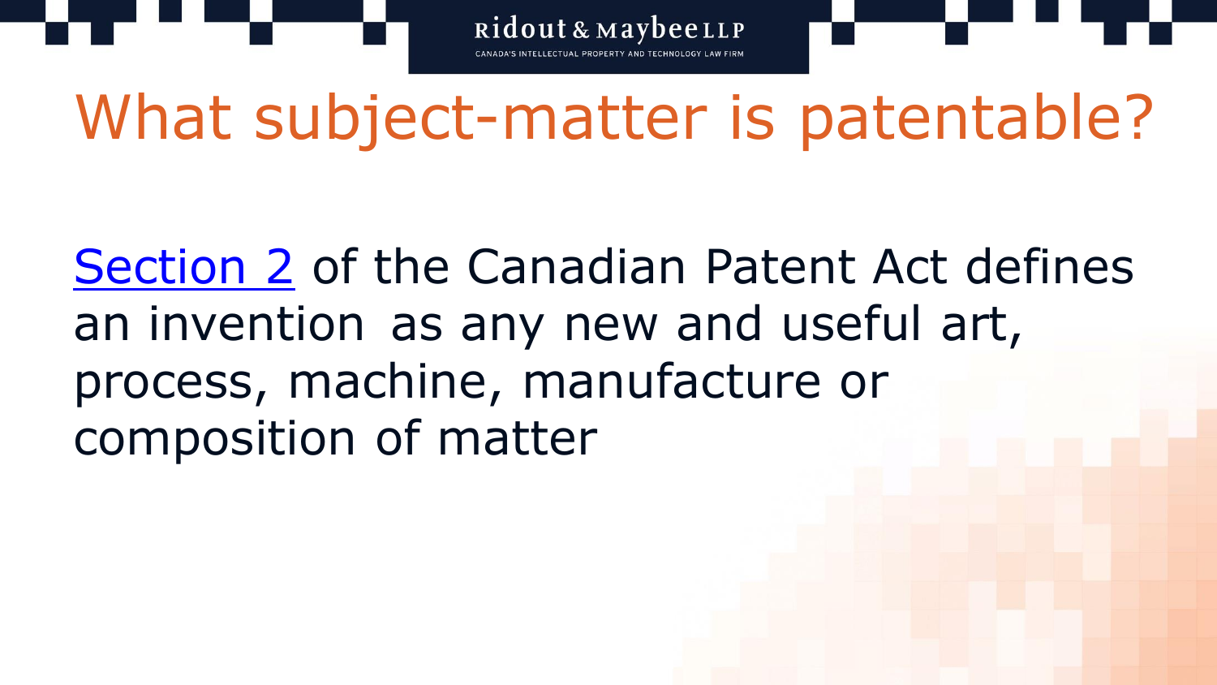# What subject-matter is patentable?

[Section 2](#) of the Canadian Patent Act defines an invention as any new and useful art, process, machine, manufacture or composition of matter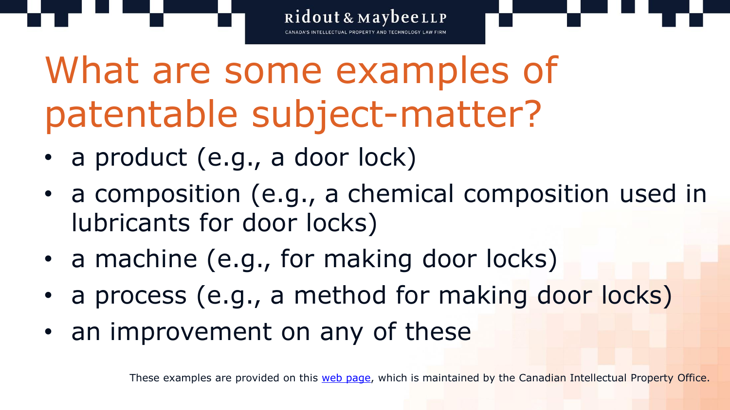# What are some examples of patentable subject-matter?

- a product (e.g., a door lock)
- a composition (e.g., a chemical composition used in lubricants for door locks)
- a machine (e.g., for making door locks)
- a process (e.g., a method for making door locks)
- an improvement on any of these

These examples are provided on this web page, which is maintained by the Canadian Intellectual Property Office.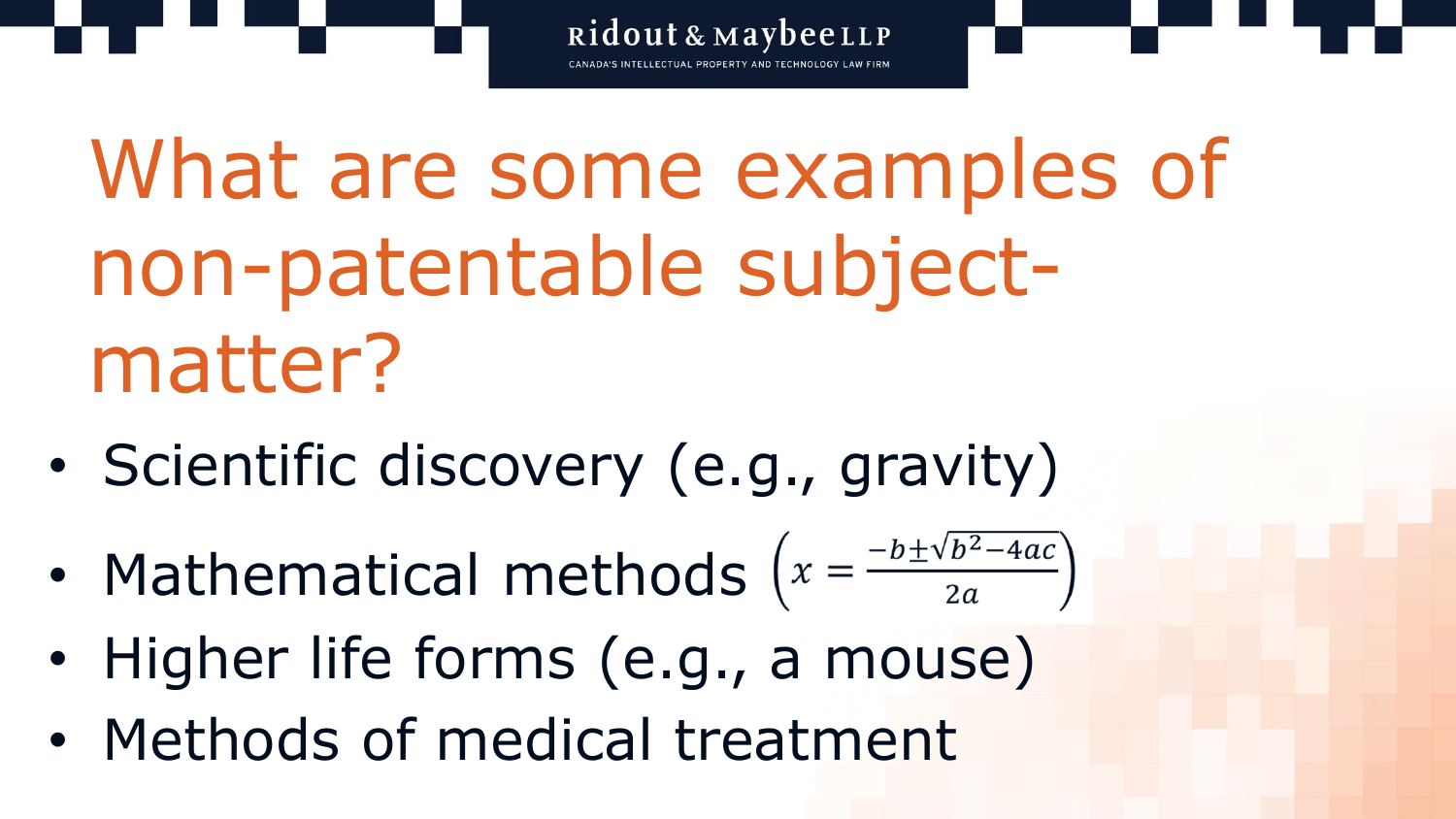# What are some examples of non-patentable subject-matter?

- Scientific discovery (e.g., gravity)
- Mathematical methods $\left(x = \frac{-b \pm \sqrt{b^2 - 4ac}}{2a}\right)$
- Higher life forms (e.g., a mouse)
- Methods of medical treatment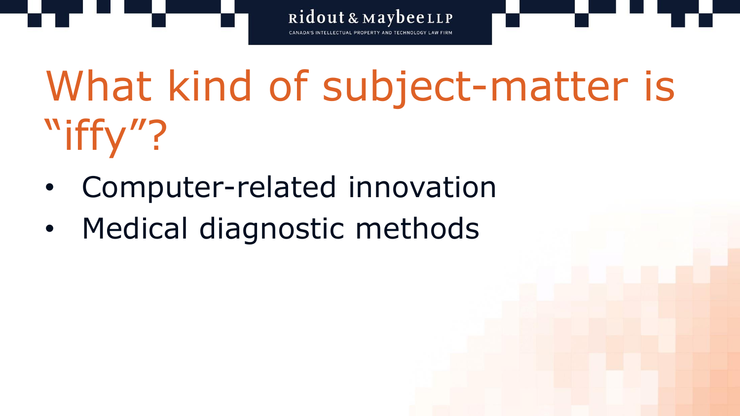# What kind of subject-matter is "iffy"?

- Computer-related innovation
- Medical diagnostic methods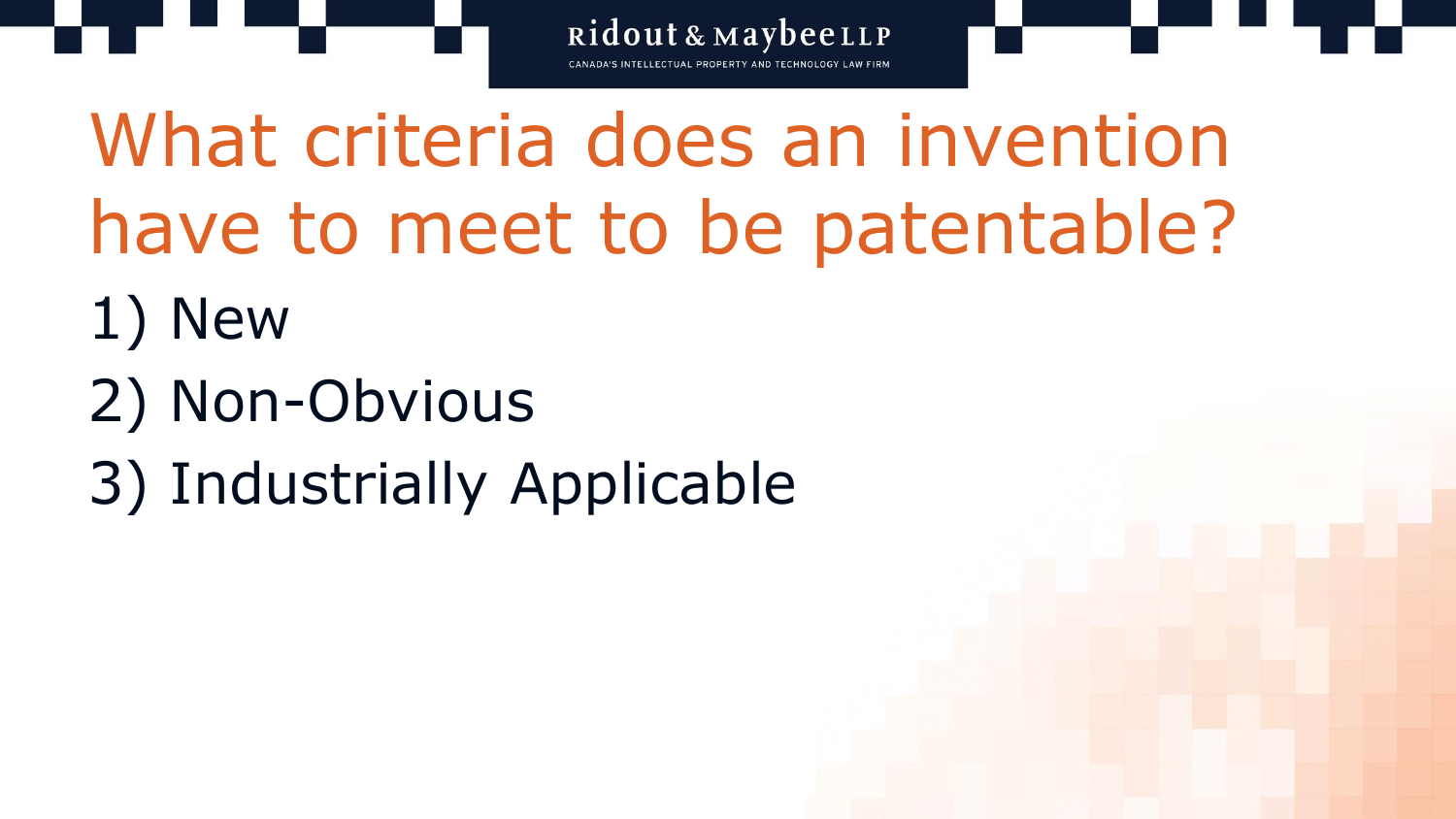# What criteria does an invention have to meet to be patentable?

1) New
2) Non-Obvious
3) Industrially Applicable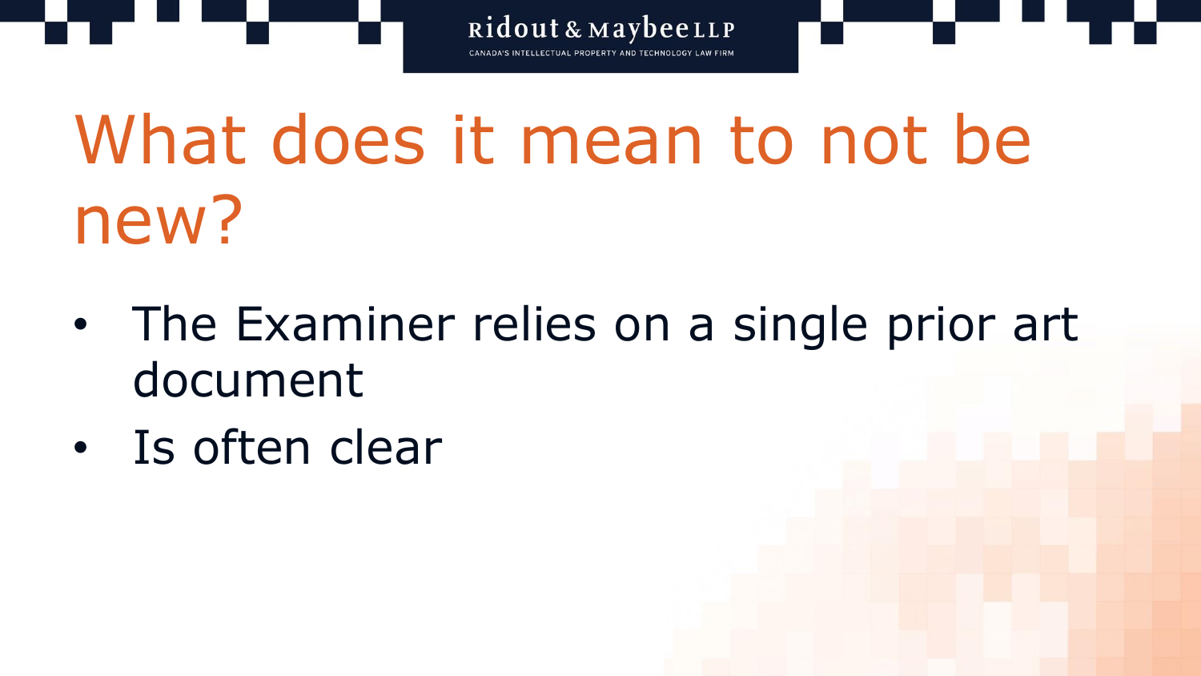# What does it mean to not be new?

- The Examiner relies on a single prior art document
- Is often clear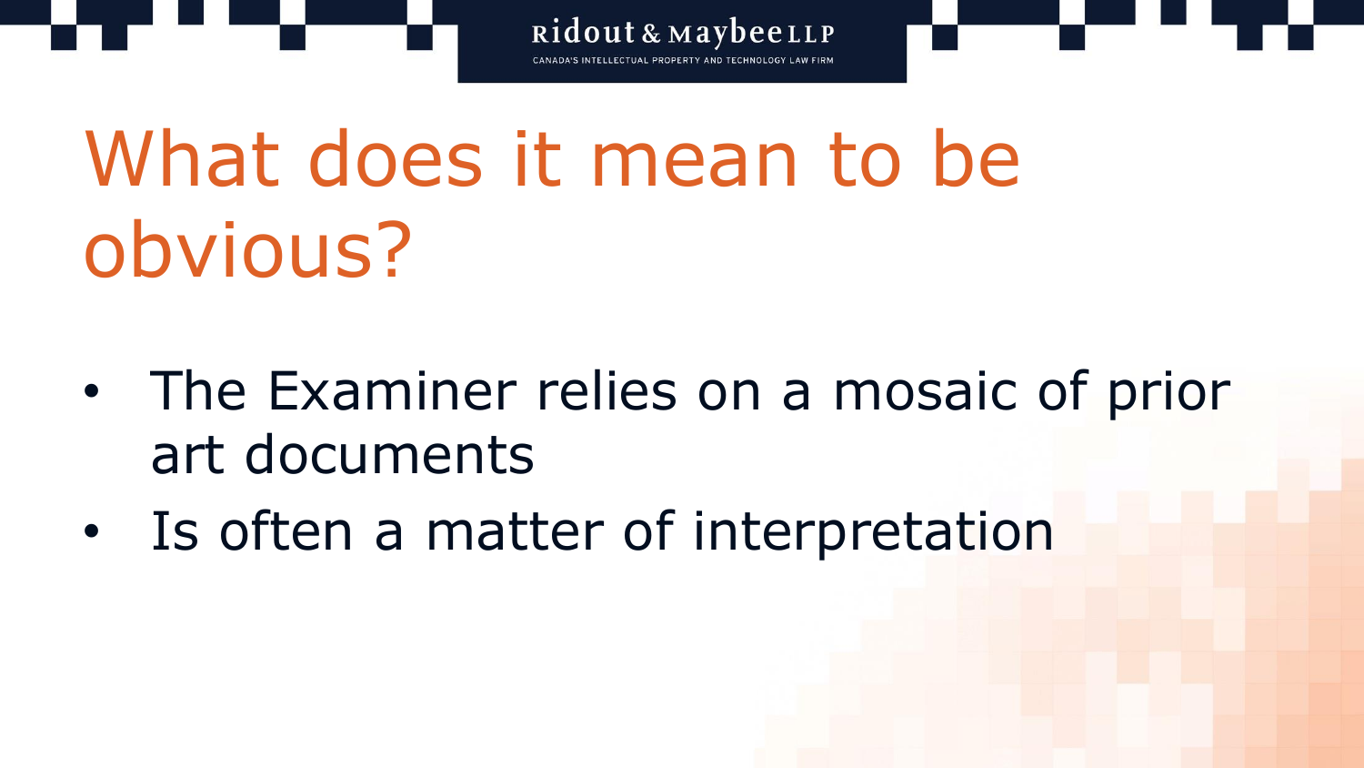# What does it mean to be obvious?

- The Examiner relies on a mosaic of prior art documents
- Is often a matter of interpretation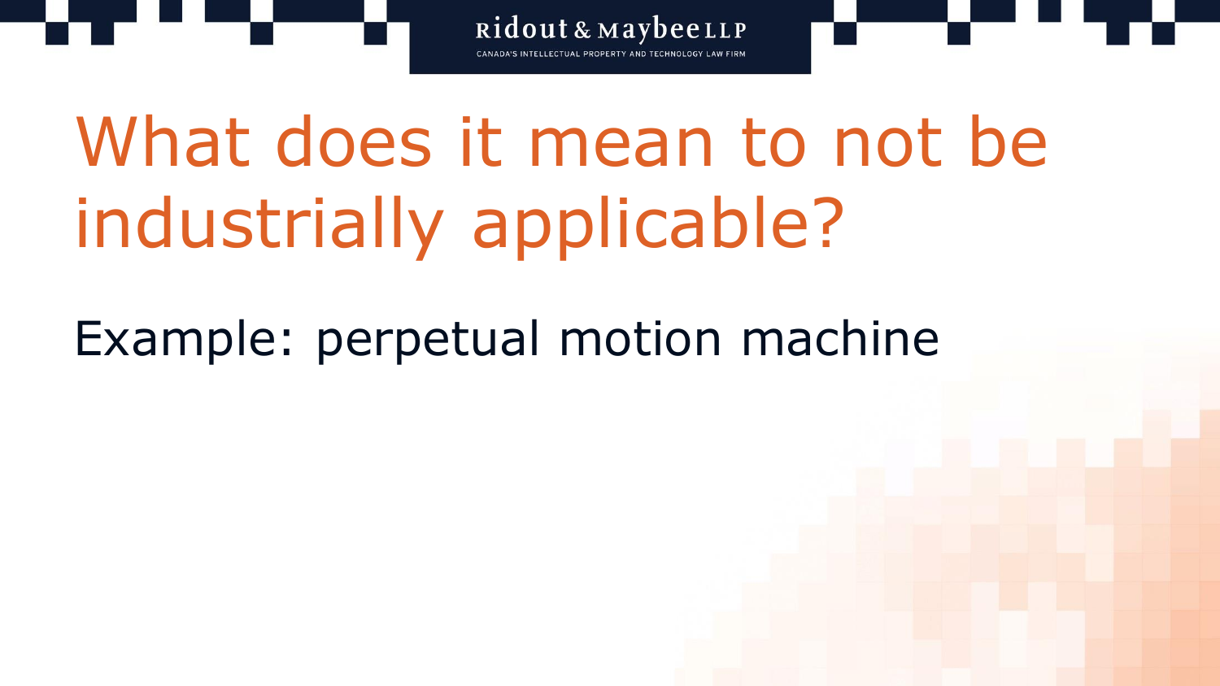# What does it mean to not be industrially applicable?

Example: perpetual motion machine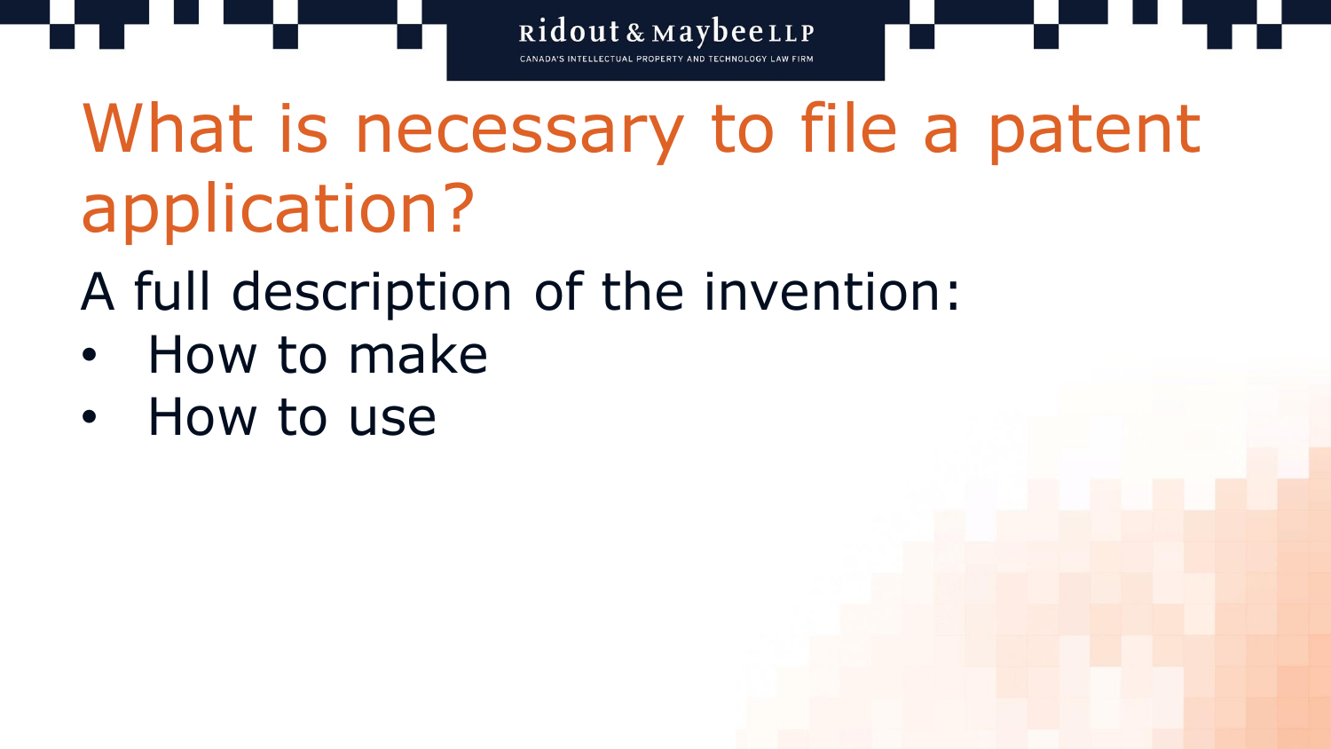# What is necessary to file a patent application?

A full description of the invention:

- How to make
- How to use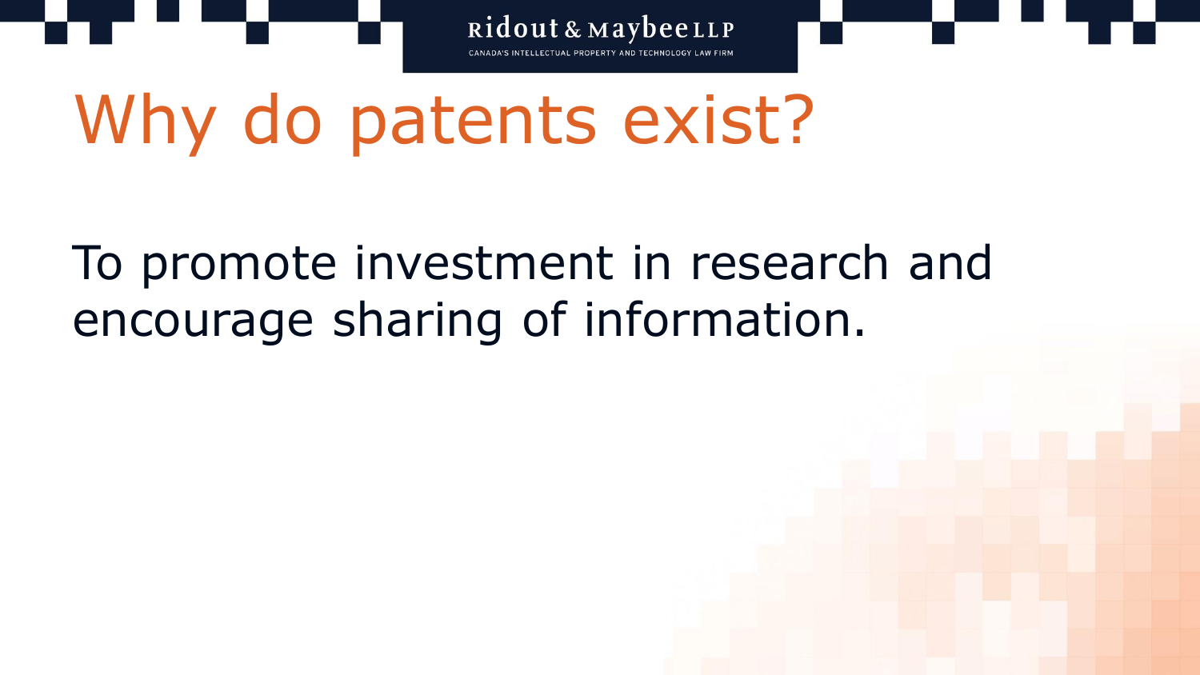# Why do patents exist?

To promote investment in research and encourage sharing of information.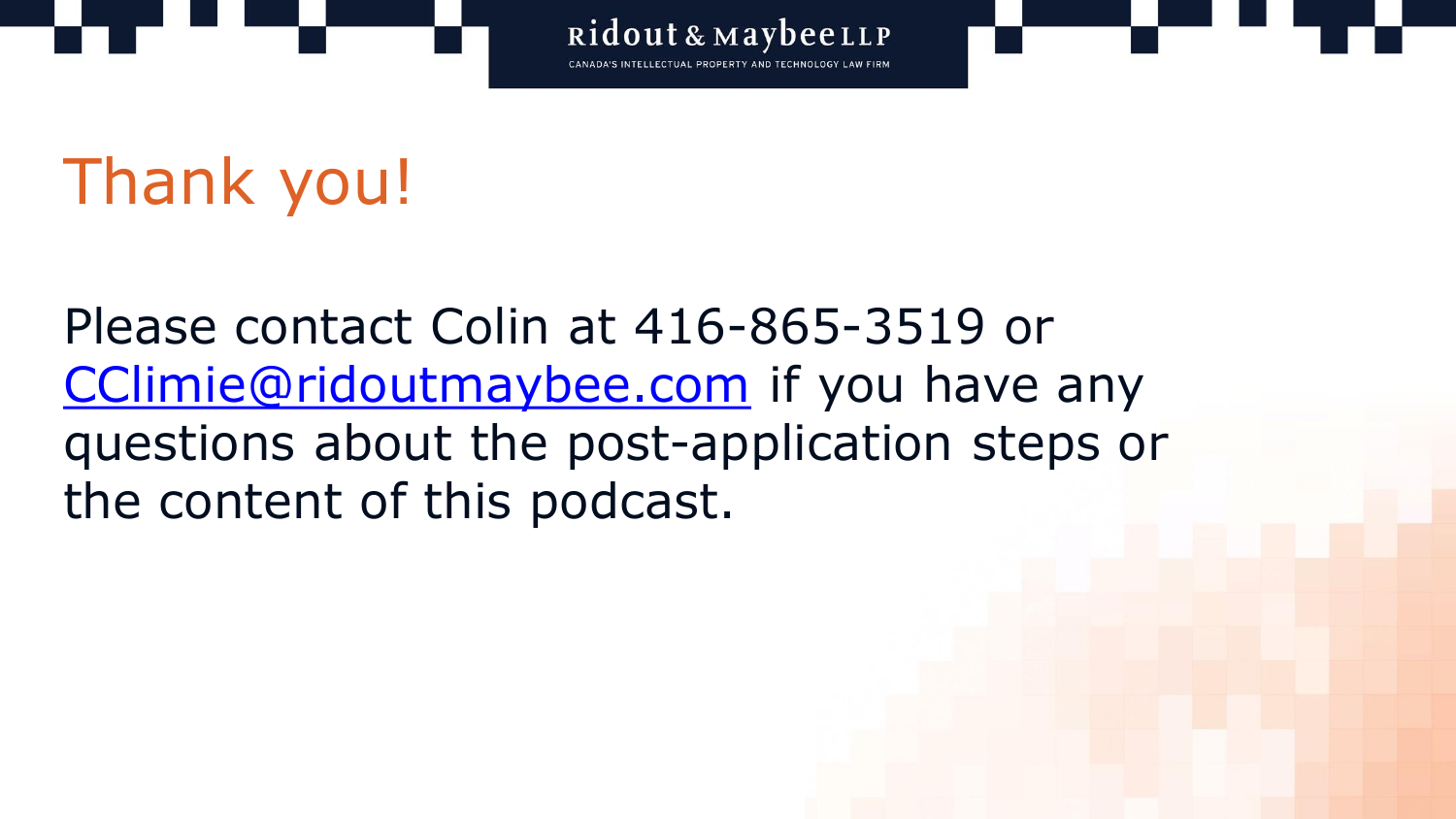# Thank you!

Please contact Colin at 416-865-3519 or [CClimie@ridoutmaybee.com](mailto:CClimie@ridoutmaybee.com) if you have any questions about the post-application steps or the content of this podcast.